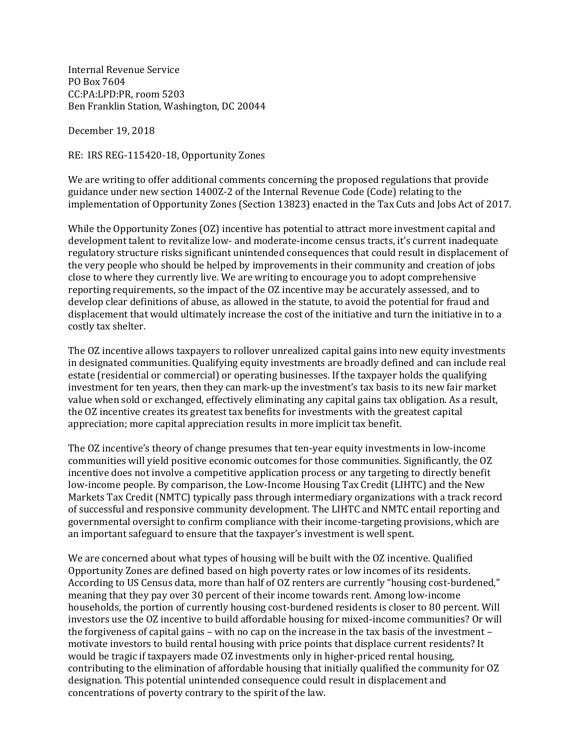Internal Revenue Service
PO Box 7604
CC:PA:LPD:PR, room 5203
Ben Franklin Station, Washington, DC 20044

December 19, 2018

RE: IRS REG-115420-18, Opportunity Zones

We are writing to offer additional comments concerning the proposed regulations that provide guidance under new section 1400Z-2 of the Internal Revenue Code (Code) relating to the implementation of Opportunity Zones (Section 13823) enacted in the Tax Cuts and Jobs Act of 2017.

While the Opportunity Zones (OZ) incentive has potential to attract more investment capital and development talent to revitalize low- and moderate-income census tracts, it's current inadequate regulatory structure risks significant unintended consequences that could result in displacement of the very people who should be helped by improvements in their community and creation of jobs close to where they currently live. We are writing to encourage you to adopt comprehensive reporting requirements, so the impact of the OZ incentive may be accurately assessed, and to develop clear definitions of abuse, as allowed in the statute, to avoid the potential for fraud and displacement that would ultimately increase the cost of the initiative and turn the initiative in to a costly tax shelter.

The OZ incentive allows taxpayers to rollover unrealized capital gains into new equity investments in designated communities. Qualifying equity investments are broadly defined and can include real estate (residential or commercial) or operating businesses. If the taxpayer holds the qualifying investment for ten years, then they can mark-up the investment's tax basis to its new fair market value when sold or exchanged, effectively eliminating any capital gains tax obligation. As a result, the OZ incentive creates its greatest tax benefits for investments with the greatest capital appreciation; more capital appreciation results in more implicit tax benefit.

The OZ incentive's theory of change presumes that ten-year equity investments in low-income communities will yield positive economic outcomes for those communities. Significantly, the OZ incentive does not involve a competitive application process or any targeting to directly benefit low-income people. By comparison, the Low-Income Housing Tax Credit (LIHTC) and the New Markets Tax Credit (NMTC) typically pass through intermediary organizations with a track record of successful and responsive community development. The LIHTC and NMTC entail reporting and governmental oversight to confirm compliance with their income-targeting provisions, which are an important safeguard to ensure that the taxpayer's investment is well spent.

We are concerned about what types of housing will be built with the OZ incentive. Qualified Opportunity Zones are defined based on high poverty rates or low incomes of its residents. According to US Census data, more than half of OZ renters are currently "housing cost-burdened," meaning that they pay over 30 percent of their income towards rent. Among low-income households, the portion of currently housing cost-burdened residents is closer to 80 percent. Will investors use the OZ incentive to build affordable housing for mixed-income communities? Or will the forgiveness of capital gains – with no cap on the increase in the tax basis of the investment – motivate investors to build rental housing with price points that displace current residents? It would be tragic if taxpayers made OZ investments only in higher-priced rental housing, contributing to the elimination of affordable housing that initially qualified the community for OZ designation. This potential unintended consequence could result in displacement and concentrations of poverty contrary to the spirit of the law.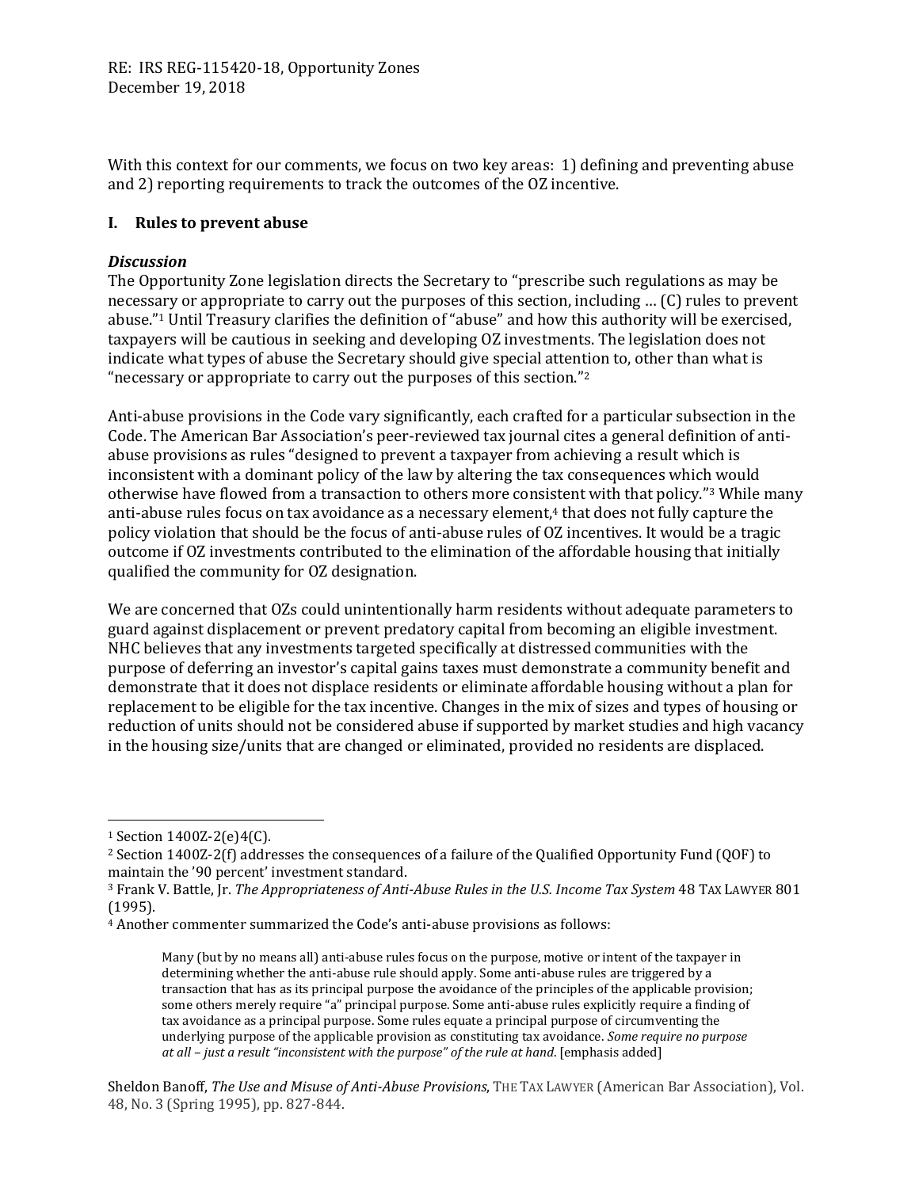With this context for our comments, we focus on two key areas: 1) defining and preventing abuse and 2) reporting requirements to track the outcomes of the OZ incentive.

## I. Rules to prevent abuse

***Discussion***

The Opportunity Zone legislation directs the Secretary to "prescribe such regulations as may be necessary or appropriate to carry out the purposes of this section, including … (C) rules to prevent abuse."[1] Until Treasury clarifies the definition of "abuse" and how this authority will be exercised, taxpayers will be cautious in seeking and developing OZ investments. The legislation does not indicate what types of abuse the Secretary should give special attention to, other than what is "necessary or appropriate to carry out the purposes of this section."[2]

Anti-abuse provisions in the Code vary significantly, each crafted for a particular subsection in the Code. The American Bar Association's peer-reviewed tax journal cites a general definition of anti-abuse provisions as rules "designed to prevent a taxpayer from achieving a result which is inconsistent with a dominant policy of the law by altering the tax consequences which would otherwise have flowed from a transaction to others more consistent with that policy."[3] While many anti-abuse rules focus on tax avoidance as a necessary element,[4] that does not fully capture the policy violation that should be the focus of anti-abuse rules of OZ incentives. It would be a tragic outcome if OZ investments contributed to the elimination of the affordable housing that initially qualified the community for OZ designation.

We are concerned that OZs could unintentionally harm residents without adequate parameters to guard against displacement or prevent predatory capital from becoming an eligible investment. NHC believes that any investments targeted specifically at distressed communities with the purpose of deferring an investor's capital gains taxes must demonstrate a community benefit and demonstrate that it does not displace residents or eliminate affordable housing without a plan for replacement to be eligible for the tax incentive. Changes in the mix of sizes and types of housing or reduction of units should not be considered abuse if supported by market studies and high vacancy in the housing size/units that are changed or eliminated, provided no residents are displaced.

---

[1] Section 1400Z-2(e)4(C).

[2] Section 1400Z-2(f) addresses the consequences of a failure of the Qualified Opportunity Fund (QOF) to maintain the '90 percent' investment standard.

[3] Frank V. Battle, Jr. *The Appropriateness of Anti-Abuse Rules in the U.S. Income Tax System* 48 TAX LAWYER 801 (1995).

[4] Another commenter summarized the Code's anti-abuse provisions as follows:

> Many (but by no means all) anti-abuse rules focus on the purpose, motive or intent of the taxpayer in determining whether the anti-abuse rule should apply. Some anti-abuse rules are triggered by a transaction that has as its principal purpose the avoidance of the principles of the applicable provision; some others merely require "a" principal purpose. Some anti-abuse rules explicitly require a finding of tax avoidance as a principal purpose. Some rules equate a principal purpose of circumventing the underlying purpose of the applicable provision as constituting tax avoidance. *Some require no purpose at all – just a result "inconsistent with the purpose" of the rule at hand*. [emphasis added]

Sheldon Banoff, *The Use and Misuse of Anti-Abuse Provisions*, THE TAX LAWYER (American Bar Association), Vol. 48, No. 3 (Spring 1995), pp. 827-844.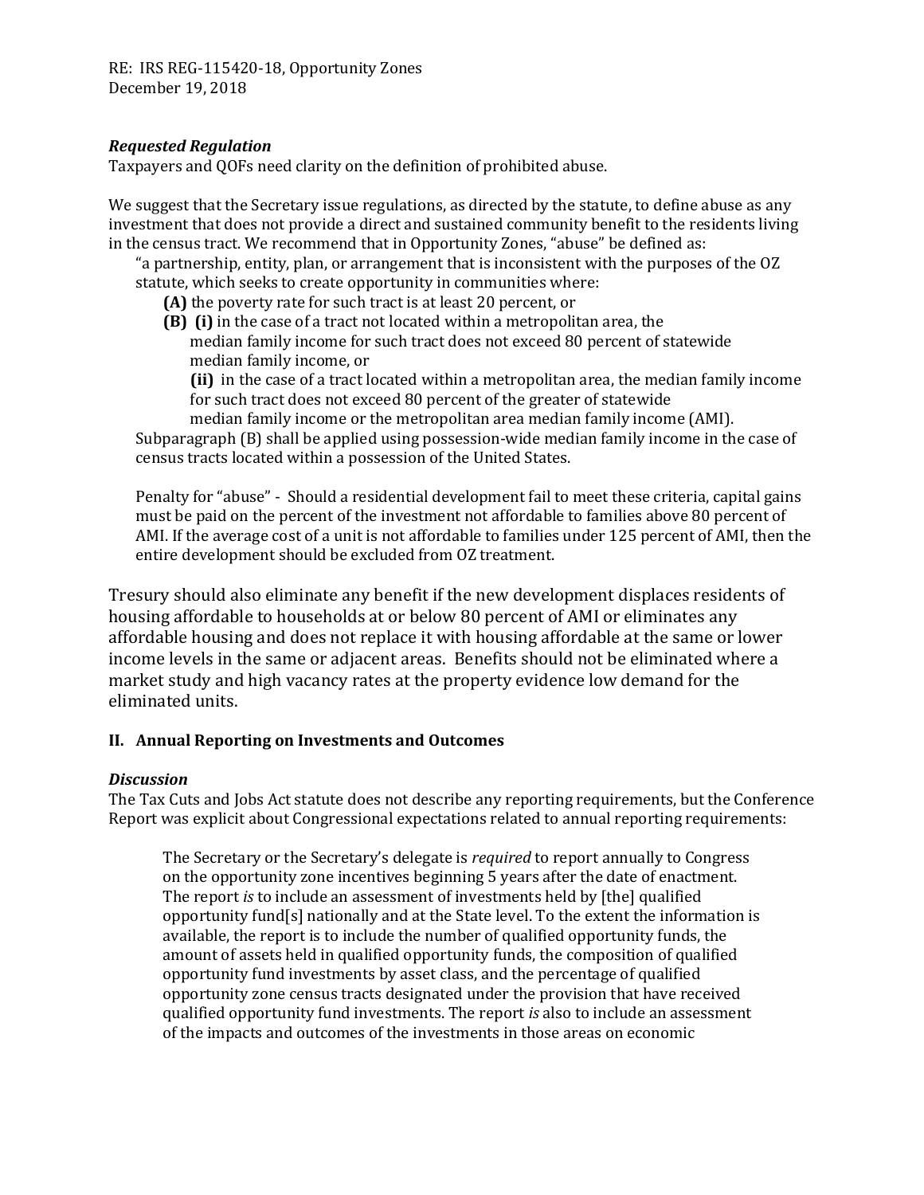RE: IRS REG-115420-18, Opportunity Zones
December 19, 2018

***Requested Regulation***

Taxpayers and QOFs need clarity on the definition of prohibited abuse.

We suggest that the Secretary issue regulations, as directed by the statute, to define abuse as any investment that does not provide a direct and sustained community benefit to the residents living in the census tract. We recommend that in Opportunity Zones, "abuse" be defined as:

> "a partnership, entity, plan, or arrangement that is inconsistent with the purposes of the OZ statute, which seeks to create opportunity in communities where:
>
> **(A)** the poverty rate for such tract is at least 20 percent, or
>
> **(B) (i)** in the case of a tract not located within a metropolitan area, the median family income for such tract does not exceed 80 percent of statewide median family income, or
>
> **(ii)** in the case of a tract located within a metropolitan area, the median family income for such tract does not exceed 80 percent of the greater of statewide median family income or the metropolitan area median family income (AMI).
>
> Subparagraph (B) shall be applied using possession-wide median family income in the case of census tracts located within a possession of the United States.
>
> Penalty for "abuse" - Should a residential development fail to meet these criteria, capital gains must be paid on the percent of the investment not affordable to families above 80 percent of AMI. If the average cost of a unit is not affordable to families under 125 percent of AMI, then the entire development should be excluded from OZ treatment.

Tresury should also eliminate any benefit if the new development displaces residents of housing affordable to households at or below 80 percent of AMI or eliminates any affordable housing and does not replace it with housing affordable at the same or lower income levels in the same or adjacent areas. Benefits should not be eliminated where a market study and high vacancy rates at the property evidence low demand for the eliminated units.

## II. Annual Reporting on Investments and Outcomes

***Discussion***

The Tax Cuts and Jobs Act statute does not describe any reporting requirements, but the Conference Report was explicit about Congressional expectations related to annual reporting requirements:

> The Secretary or the Secretary's delegate is *required* to report annually to Congress on the opportunity zone incentives beginning 5 years after the date of enactment. The report *is* to include an assessment of investments held by [the] qualified opportunity fund[s] nationally and at the State level. To the extent the information is available, the report is to include the number of qualified opportunity funds, the amount of assets held in qualified opportunity funds, the composition of qualified opportunity fund investments by asset class, and the percentage of qualified opportunity zone census tracts designated under the provision that have received qualified opportunity fund investments. The report *is* also to include an assessment of the impacts and outcomes of the investments in those areas on economic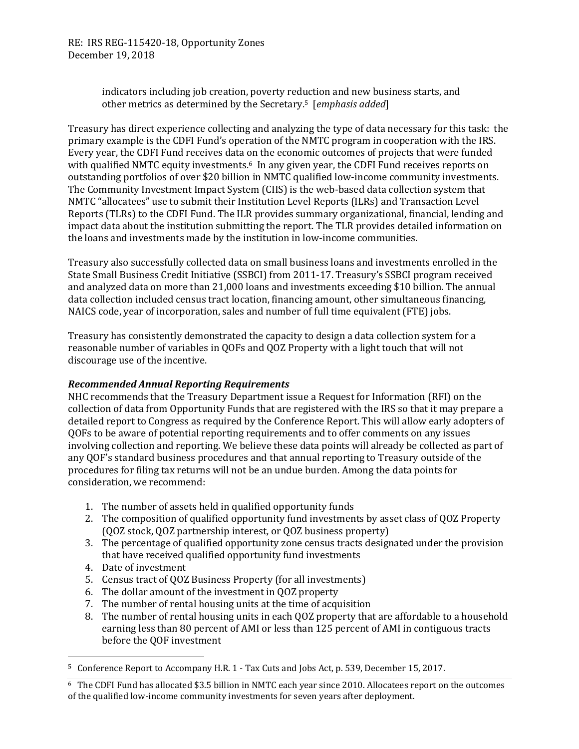indicators including job creation, poverty reduction and new business starts, and other metrics as determined by the Secretary.[5] [*emphasis added*]

Treasury has direct experience collecting and analyzing the type of data necessary for this task: the primary example is the CDFI Fund's operation of the NMTC program in cooperation with the IRS. Every year, the CDFI Fund receives data on the economic outcomes of projects that were funded with qualified NMTC equity investments.[6] In any given year, the CDFI Fund receives reports on outstanding portfolios of over $20 billion in NMTC qualified low-income community investments. The Community Investment Impact System (CIIS) is the web-based data collection system that NMTC "allocatees" use to submit their Institution Level Reports (ILRs) and Transaction Level Reports (TLRs) to the CDFI Fund. The ILR provides summary organizational, financial, lending and impact data about the institution submitting the report. The TLR provides detailed information on the loans and investments made by the institution in low-income communities.

Treasury also successfully collected data on small business loans and investments enrolled in the State Small Business Credit Initiative (SSBCI) from 2011-17. Treasury's SSBCI program received and analyzed data on more than 21,000 loans and investments exceeding $10 billion. The annual data collection included census tract location, financing amount, other simultaneous financing, NAICS code, year of incorporation, sales and number of full time equivalent (FTE) jobs.

Treasury has consistently demonstrated the capacity to design a data collection system for a reasonable number of variables in QOFs and QOZ Property with a light touch that will not discourage use of the incentive.

***Recommended Annual Reporting Requirements***

NHC recommends that the Treasury Department issue a Request for Information (RFI) on the collection of data from Opportunity Funds that are registered with the IRS so that it may prepare a detailed report to Congress as required by the Conference Report. This will allow early adopters of QOFs to be aware of potential reporting requirements and to offer comments on any issues involving collection and reporting. We believe these data points will already be collected as part of any QOF's standard business procedures and that annual reporting to Treasury outside of the procedures for filing tax returns will not be an undue burden. Among the data points for consideration, we recommend:

1. The number of assets held in qualified opportunity funds
2. The composition of qualified opportunity fund investments by asset class of QOZ Property (QOZ stock, QOZ partnership interest, or QOZ business property)
3. The percentage of qualified opportunity zone census tracts designated under the provision that have received qualified opportunity fund investments
4. Date of investment
5. Census tract of QOZ Business Property (for all investments)
6. The dollar amount of the investment in QOZ property
7. The number of rental housing units at the time of acquisition
8. The number of rental housing units in each QOZ property that are affordable to a household earning less than 80 percent of AMI or less than 125 percent of AMI in contiguous tracts before the QOF investment

---

[5] Conference Report to Accompany H.R. 1 - Tax Cuts and Jobs Act, p. 539, December 15, 2017.

[6] The CDFI Fund has allocated $3.5 billion in NMTC each year since 2010. Allocatees report on the outcomes of the qualified low-income community investments for seven years after deployment.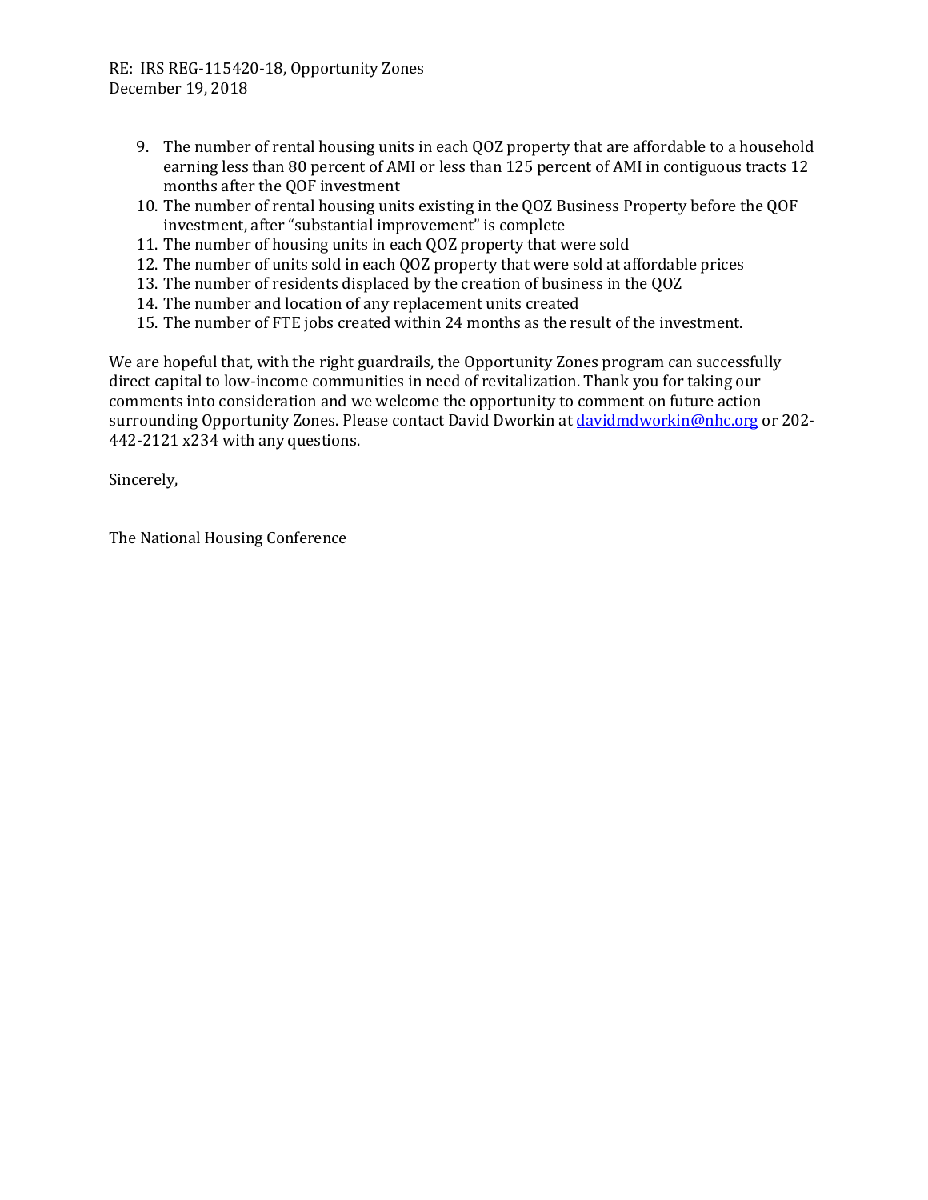9. The number of rental housing units in each QOZ property that are affordable to a household earning less than 80 percent of AMI or less than 125 percent of AMI in contiguous tracts 12 months after the QOF investment
10. The number of rental housing units existing in the QOZ Business Property before the QOF investment, after "substantial improvement" is complete
11. The number of housing units in each QOZ property that were sold
12. The number of units sold in each QOZ property that were sold at affordable prices
13. The number of residents displaced by the creation of business in the QOZ
14. The number and location of any replacement units created
15. The number of FTE jobs created within 24 months as the result of the investment.

We are hopeful that, with the right guardrails, the Opportunity Zones program can successfully direct capital to low-income communities in need of revitalization. Thank you for taking our comments into consideration and we welcome the opportunity to comment on future action surrounding Opportunity Zones. Please contact David Dworkin at davidmdworkin@nhc.org or 202-442-2121 x234 with any questions.

Sincerely,

The National Housing Conference